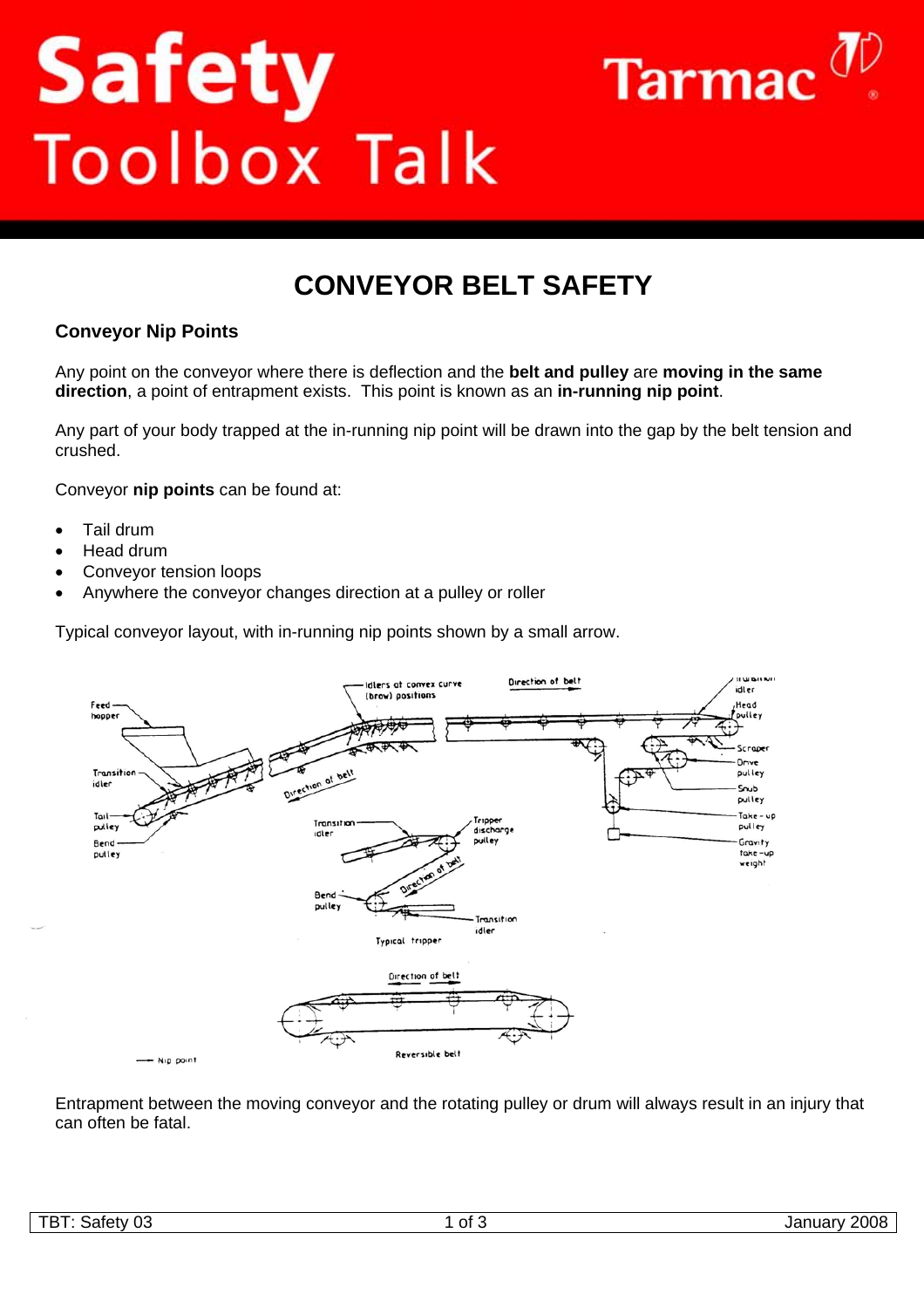# Safety Toolbox Talk

Tarmac

## CONVEYOR BELT SAFETY

### Conveyor Nip Points

Any point on the conveyor where there is deflection and the **belt and pulley** are **moving in the same direction**, a point of entrapment exists. This point is known as an **in-running nip point**.

Any part of your body trapped at the in-running nip point will be drawn into the gap by the belt tension and crushed.

Conveyor **nip points** can be found at:

- Tail drum
- Head drum
- Conveyor tension loops
- Anywhere the conveyor changes direction at a pulley or roller

Typical conveyor layout, with in-running nip points shown by a small arrow.

Feed hopper
Transition idler
Tail pulley
Bend pulley
Idlers at convex curve (brow) positions
Direction of belt
Direction of belt
Transition idler
Head pulley
Scraper
Drive pulley
Snub pulley
Take-up pulley
Gravity take-up weight
Transition idler
Tripper discharge pulley
Direction of belt
Bend pulley
Transition idler
Typical tripper
Direction of belt
Reversible belt
Nip point

Entrapment between the moving conveyor and the rotating pulley or drum will always result in an injury that can often be fatal.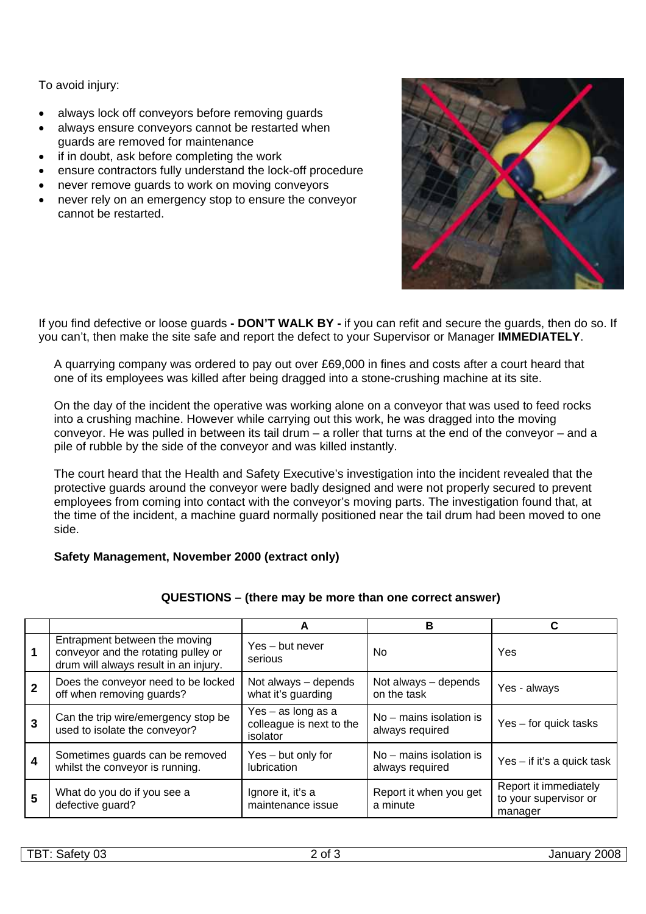To avoid injury:

- always lock off conveyors before removing guards
- always ensure conveyors cannot be restarted when guards are removed for maintenance
- if in doubt, ask before completing the work
- ensure contractors fully understand the lock-off procedure
- never remove guards to work on moving conveyors
- never rely on an emergency stop to ensure the conveyor cannot be restarted.

If you find defective or loose guards **- DON'T WALK BY -** if you can refit and secure the guards, then do so. If you can't, then make the site safe and report the defect to your Supervisor or Manager **IMMEDIATELY**.

A quarrying company was ordered to pay out over £69,000 in fines and costs after a court heard that one of its employees was killed after being dragged into a stone-crushing machine at its site.

On the day of the incident the operative was working alone on a conveyor that was used to feed rocks into a crushing machine. However while carrying out this work, he was dragged into the moving conveyor. He was pulled in between its tail drum – a roller that turns at the end of the conveyor – and a pile of rubble by the side of the conveyor and was killed instantly.

The court heard that the Health and Safety Executive's investigation into the incident revealed that the protective guards around the conveyor were badly designed and were not properly secured to prevent employees from coming into contact with the conveyor's moving parts. The investigation found that, at the time of the incident, a machine guard normally positioned near the tail drum had been moved to one side.

**Safety Management, November 2000 (extract only)**

**QUESTIONS – (there may be more than one correct answer)**

| | | A | B | C |
|---|---|---|---|---|
| **1** | Entrapment between the moving conveyor and the rotating pulley or drum will always result in an injury. | Yes – but never serious | No | Yes |
| **2** | Does the conveyor need to be locked off when removing guards? | Not always – depends what it's guarding | Not always – depends on the task | Yes - always |
| **3** | Can the trip wire/emergency stop be used to isolate the conveyor? | Yes – as long as a colleague is next to the isolator | No – mains isolation is always required | Yes – for quick tasks |
| **4** | Sometimes guards can be removed whilst the conveyor is running. | Yes – but only for lubrication | No – mains isolation is always required | Yes – if it's a quick task |
| **5** | What do you do if you see a defective guard? | Ignore it, it's a maintenance issue | Report it when you get a minute | Report it immediately to your supervisor or manager |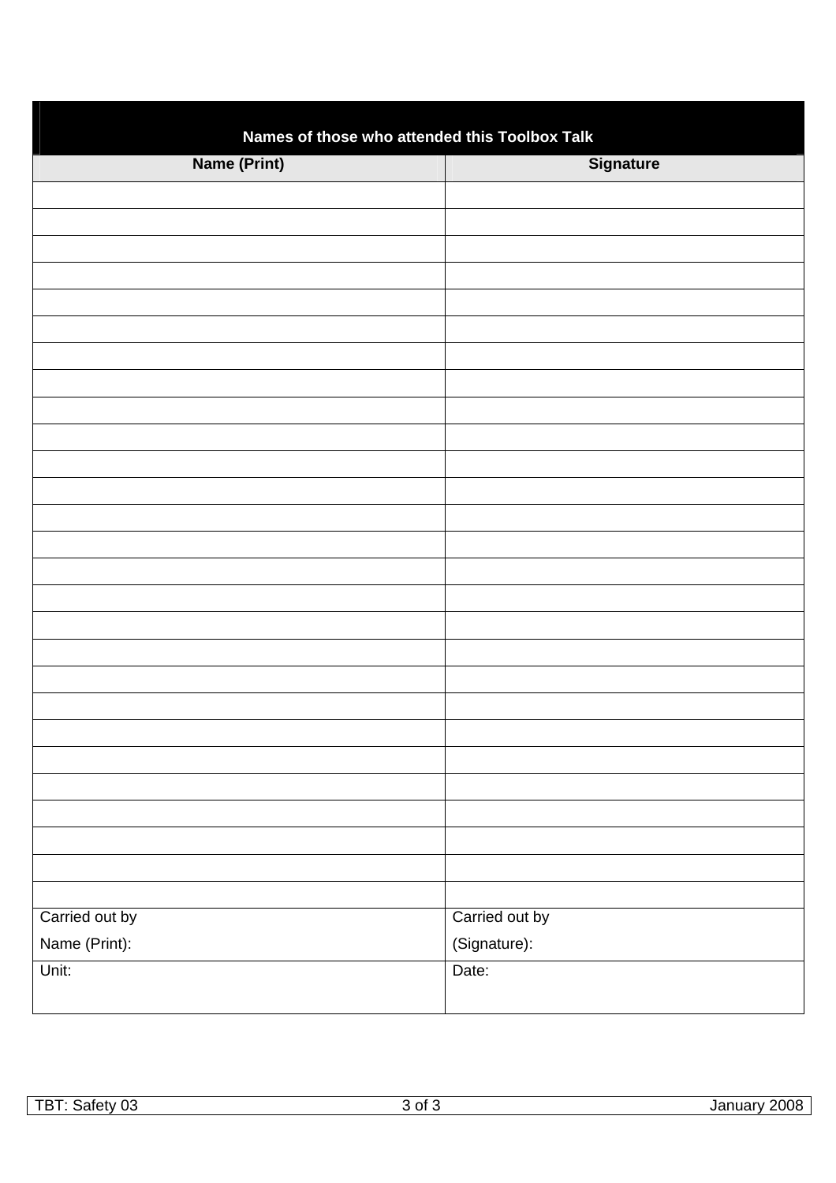| Names of those who attended this Toolbox Talk | |
|---|---|
| **Name (Print)** | **Signature** |
| | |
| | |
| | |
| | |
| | |
| | |
| | |
| | |
| | |
| | |
| | |
| | |
| | |
| | |
| | |
| | |
| | |
| | |
| | |
| | |
| | |
| | |
| | |
| | |
| | |
| | |
| | |
| Carried out by Name (Print): | Carried out by (Signature): |
| Unit: | Date: |